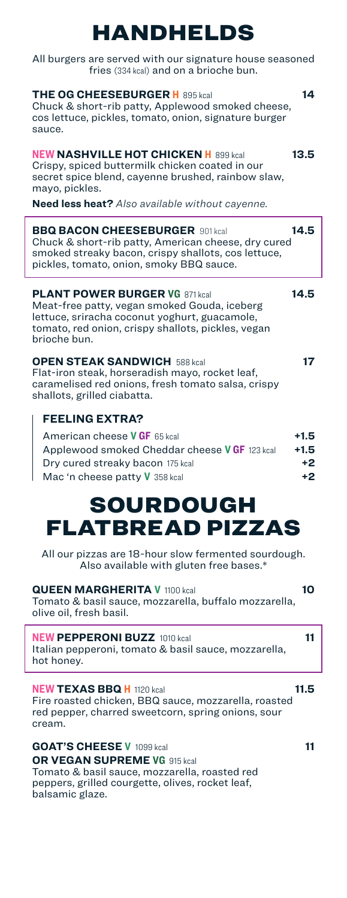# HANDHELDS

All burgers are served with our signature house seasoned fries (334 kcal) and on a brioche bun.

**THE OG CHEESEBURGER H** 895 kcal **14**
Chuck & short-rib patty, Applewood smoked cheese, cos lettuce, pickles, tomato, onion, signature burger sauce.

**NEW NASHVILLE HOT CHICKEN H** 899 kcal **13.5**
Crispy, spiced buttermilk chicken coated in our secret spice blend, cayenne brushed, rainbow slaw, mayo, pickles.

**Need less heat?** *Also available without cayenne.*

**BBQ BACON CHEESEBURGER** 901 kcal **14.5**
Chuck & short-rib patty, American cheese, dry cured smoked streaky bacon, crispy shallots, cos lettuce, pickles, tomato, onion, smoky BBQ sauce.

**PLANT POWER BURGER VG** 871 kcal **14.5**
Meat-free patty, vegan smoked Gouda, iceberg lettuce, sriracha coconut yoghurt, guacamole, tomato, red onion, crispy shallots, pickles, vegan brioche bun.

**OPEN STEAK SANDWICH** 588 kcal **17**
Flat-iron steak, horseradish mayo, rocket leaf, caramelised red onions, fresh tomato salsa, crispy shallots, grilled ciabatta.

## FEELING EXTRA?

| | |
|---|---|
| American cheese **V GF** 65 kcal | **+1.5** |
| Applewood smoked Cheddar cheese **V GF** 123 kcal | **+1.5** |
| Dry cured streaky bacon 175 kcal | **+2** |
| Mac 'n cheese patty **V** 358 kcal | **+2** |

# SOURDOUGH FLATBREAD PIZZAS

All our pizzas are 18-hour slow fermented sourdough. Also available with gluten free bases.*

**QUEEN MARGHERITA V** 1100 kcal **10**
Tomato & basil sauce, mozzarella, buffalo mozzarella, olive oil, fresh basil.

**NEW PEPPERONI BUZZ** 1010 kcal **11**
Italian pepperoni, tomato & basil sauce, mozzarella, hot honey.

**NEW TEXAS BBQ H** 1120 kcal **11.5**
Fire roasted chicken, BBQ sauce, mozzarella, roasted red pepper, charred sweetcorn, spring onions, sour cream.

**GOAT'S CHEESE V** 1099 kcal **11**
**OR VEGAN SUPREME VG** 915 kcal
Tomato & basil sauce, mozzarella, roasted red peppers, grilled courgette, olives, rocket leaf, balsamic glaze.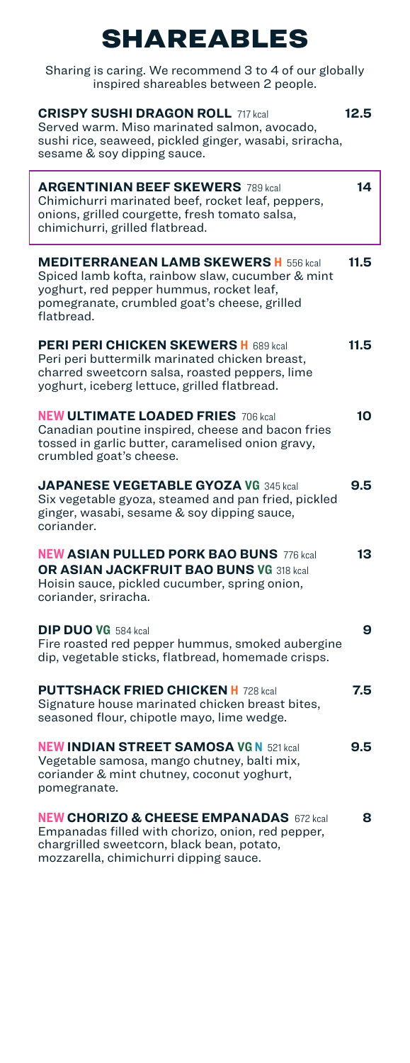# SHAREABLES

Sharing is caring. We recommend 3 to 4 of our globally inspired shareables between 2 people.

**CRISPY SUSHI DRAGON ROLL** 717 kcal **12.5**
Served warm. Miso marinated salmon, avocado, sushi rice, seaweed, pickled ginger, wasabi, sriracha, sesame & soy dipping sauce.

**ARGENTINIAN BEEF SKEWERS** 789 kcal **14**
Chimichurri marinated beef, rocket leaf, peppers, onions, grilled courgette, fresh tomato salsa, chimichurri, grilled flatbread.

**MEDITERRANEAN LAMB SKEWERS H** 556 kcal **11.5**
Spiced lamb kofta, rainbow slaw, cucumber & mint yoghurt, red pepper hummus, rocket leaf, pomegranate, crumbled goat's cheese, grilled flatbread.

**PERI PERI CHICKEN SKEWERS H** 689 kcal **11.5**
Peri peri buttermilk marinated chicken breast, charred sweetcorn salsa, roasted peppers, lime yoghurt, iceberg lettuce, grilled flatbread.

**NEW ULTIMATE LOADED FRIES** 706 kcal **10**
Canadian poutine inspired, cheese and bacon fries tossed in garlic butter, caramelised onion gravy, crumbled goat's cheese.

**JAPANESE VEGETABLE GYOZA VG** 345 kcal **9.5**
Six vegetable gyoza, steamed and pan fried, pickled ginger, wasabi, sesame & soy dipping sauce, coriander.

**NEW ASIAN PULLED PORK BAO BUNS** 776 kcal **13**
**OR ASIAN JACKFRUIT BAO BUNS VG** 318 kcal
Hoisin sauce, pickled cucumber, spring onion, coriander, sriracha.

**DIP DUO VG** 584 kcal **9**
Fire roasted red pepper hummus, smoked aubergine dip, vegetable sticks, flatbread, homemade crisps.

**PUTTSHACK FRIED CHICKEN H** 728 kcal **7.5**
Signature house marinated chicken breast bites, seasoned flour, chipotle mayo, lime wedge.

**NEW INDIAN STREET SAMOSA VG N** 521 kcal **9.5**
Vegetable samosa, mango chutney, balti mix, coriander & mint chutney, coconut yoghurt, pomegranate.

**NEW CHORIZO & CHEESE EMPANADAS** 672 kcal **8**
Empanadas filled with chorizo, onion, red pepper, chargrilled sweetcorn, black bean, potato, mozzarella, chimichurri dipping sauce.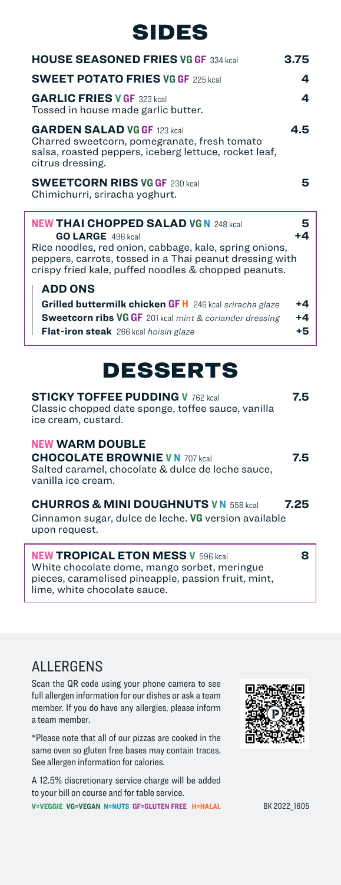# SIDES

**HOUSE SEASONED FRIES VG GF** 334 kcal — **3.75**

**SWEET POTATO FRIES VG GF** 225 kcal — **4**

**GARLIC FRIES V GF** 323 kcal — **4**
Tossed in house made garlic butter.

**GARDEN SALAD VG GF** 123 kcal — **4.5**
Charred sweetcorn, pomegranate, fresh tomato salsa, roasted peppers, iceberg lettuce, rocket leaf, citrus dressing.

**SWEETCORN RIBS VG GF** 230 kcal — **5**
Chimichurri, sriracha yoghurt.

**NEW THAI CHOPPED SALAD VG N** 248 kcal — **5**
**GO LARGE** 496 kcal — **+4**
Rice noodles, red onion, cabbage, kale, spring onions, peppers, carrots, tossed in a Thai peanut dressing with crispy fried kale, puffed noodles & chopped peanuts.

**ADD ONS**

**Grilled buttermilk chicken GF H** 246 kcal *sriracha glaze* — **+4**
**Sweetcorn ribs VG GF** 201 kcal *mint & coriander dressing* — **+4**
**Flat-iron steak** 266 kcal *hoisin glaze* — **+5**

# DESSERTS

**STICKY TOFFEE PUDDING V** 762 kcal — **7.5**
Classic chopped date sponge, toffee sauce, vanilla ice cream, custard.

**NEW WARM DOUBLE CHOCOLATE BROWNIE V N** 707 kcal — **7.5**
Salted caramel, chocolate & dulce de leche sauce, vanilla ice cream.

**CHURROS & MINI DOUGHNUTS V N** 558 kcal — **7.25**
Cinnamon sugar, dulce de leche. **VG** version available upon request.

**NEW TROPICAL ETON MESS V** 596 kcal — **8**
White chocolate dome, mango sorbet, meringue pieces, caramelised pineapple, passion fruit, mint, lime, white chocolate sauce.

## ALLERGENS

Scan the QR code using your phone camera to see full allergen information for our dishes or ask a team member. If you do have any allergies, please inform a team member.

*Please note that all of our pizzas are cooked in the same oven so gluten free bases may contain traces. See allergen information for calories.

A 12.5% discretionary service charge will be added to your bill on course and for table service.

**V=VEGGIE VG=VEGAN N=NUTS GF=GLUTEN FREE H=HALAL**

BK 2022_1605